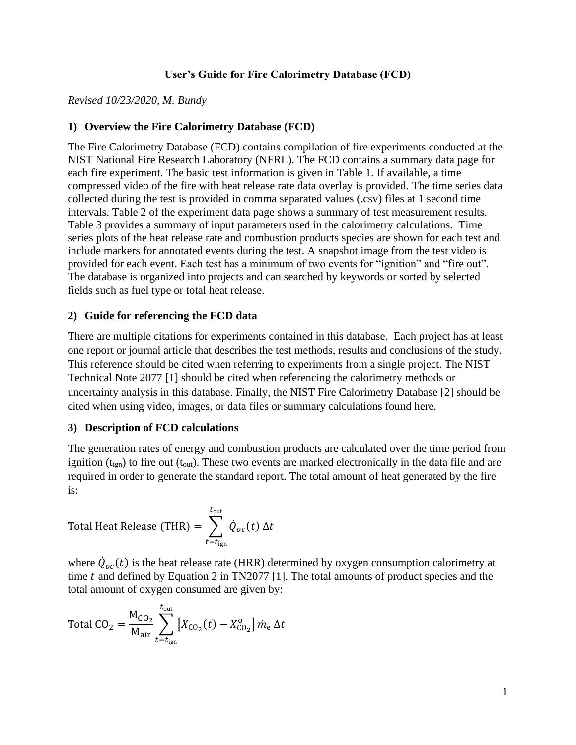**User's Guide for Fire Calorimetry Database (FCD)**

*Revised 10/23/2020, M. Bundy*

## 1) Overview the Fire Calorimetry Database (FCD)

The Fire Calorimetry Database (FCD) contains compilation of fire experiments conducted at the NIST National Fire Research Laboratory (NFRL). The FCD contains a summary data page for each fire experiment. The basic test information is given in Table 1. If available, a time compressed video of the fire with heat release rate data overlay is provided. The time series data collected during the test is provided in comma separated values (.csv) files at 1 second time intervals. Table 2 of the experiment data page shows a summary of test measurement results. Table 3 provides a summary of input parameters used in the calorimetry calculations. Time series plots of the heat release rate and combustion products species are shown for each test and include markers for annotated events during the test. A snapshot image from the test video is provided for each event. Each test has a minimum of two events for "ignition" and "fire out". The database is organized into projects and can searched by keywords or sorted by selected fields such as fuel type or total heat release.

## 2) Guide for referencing the FCD data

There are multiple citations for experiments contained in this database. Each project has at least one report or journal article that describes the test methods, results and conclusions of the study. This reference should be cited when referring to experiments from a single project. The NIST Technical Note 2077 [1] should be cited when referencing the calorimetry methods or uncertainty analysis in this database. Finally, the NIST Fire Calorimetry Database [2] should be cited when using video, images, or data files or summary calculations found here.

## 3) Description of FCD calculations

The generation rates of energy and combustion products are calculated over the time period from ignition ($t_{ign}$) to fire out ($t_{out}$). These two events are marked electronically in the data file and are required in order to generate the standard report. The total amount of heat generated by the fire is:

$$\text{Total Heat Release (THR)} = \sum_{t=t_{\text{ign}}}^{t_{\text{out}}} \dot{Q}_{oc}(t)\,\Delta t$$

where $\dot{Q}_{oc}(t)$ is the heat release rate (HRR) determined by oxygen consumption calorimetry at time $t$ and defined by Equation 2 in TN2077 [1]. The total amounts of product species and the total amount of oxygen consumed are given by:

$$\text{Total CO}_2 = \frac{\text{M}_{\text{CO}_2}}{\text{M}_{\text{air}}} \sum_{t=t_{\text{ign}}}^{t_{\text{out}}} \left[X_{\text{CO}_2}(t) - X^{\text{o}}_{\text{CO}_2}\right] \dot{m}_{\text{e}}\,\Delta t$$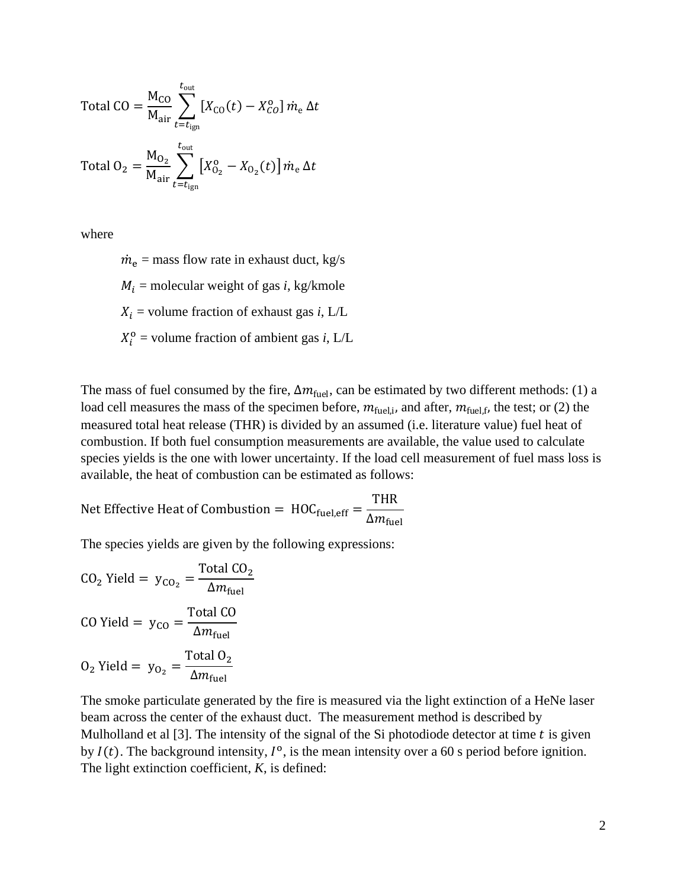$$\text{Total CO} = \frac{\mathrm{M_{CO}}}{\mathrm{M_{air}}} \sum_{t=t_{\text{ign}}}^{t_{\text{out}}} \left[X_{\text{CO}}(t) - X_{CO}^{\text{o}}\right] \dot{m}_{\text{e}}\, \Delta t$$

$$\text{Total O}_2 = \frac{\mathrm{M_{O_2}}}{\mathrm{M_{air}}} \sum_{t=t_{\text{ign}}}^{t_{\text{out}}} \left[X_{\text{O}_2}^{\text{o}} - X_{\text{O}_2}(t)\right] \dot{m}_{\text{e}}\, \Delta t$$

where

- $\dot{m}_{\text{e}}$ = mass flow rate in exhaust duct, kg/s
- $M_i$ = molecular weight of gas *i*, kg/kmole
- $X_i$ = volume fraction of exhaust gas *i*, L/L
- $X_i^o$ = volume fraction of ambient gas *i*, L/L

The mass of fuel consumed by the fire, $\Delta m_{\text{fuel}}$, can be estimated by two different methods: (1) a load cell measures the mass of the specimen before, $m_{\text{fuel,i}}$, and after, $m_{\text{fuel,f}}$, the test; or (2) the measured total heat release (THR) is divided by an assumed (i.e. literature value) fuel heat of combustion. If both fuel consumption measurements are available, the value used to calculate species yields is the one with lower uncertainty. If the load cell measurement of fuel mass loss is available, the heat of combustion can be estimated as follows:

$$\text{Net Effective Heat of Combustion} = \text{HOC}_{\text{fuel,eff}} = \frac{\text{THR}}{\Delta m_{\text{fuel}}}$$

The species yields are given by the following expressions:

$$\text{CO}_2 \text{ Yield} = \text{y}_{\text{CO}_2} = \frac{\text{Total CO}_2}{\Delta m_{\text{fuel}}}$$

$$\text{CO Yield} = \text{y}_{\text{CO}} = \frac{\text{Total CO}}{\Delta m_{\text{fuel}}}$$

$$\text{O}_2 \text{ Yield} = \text{y}_{\text{O}_2} = \frac{\text{Total O}_2}{\Delta m_{\text{fuel}}}$$

The smoke particulate generated by the fire is measured via the light extinction of a HeNe laser beam across the center of the exhaust duct. The measurement method is described by Mulholland et al [3]. The intensity of the signal of the Si photodiode detector at time $t$ is given by $I(t)$. The background intensity, $I^{\text{o}}$, is the mean intensity over a 60 s period before ignition. The light extinction coefficient, *K*, is defined: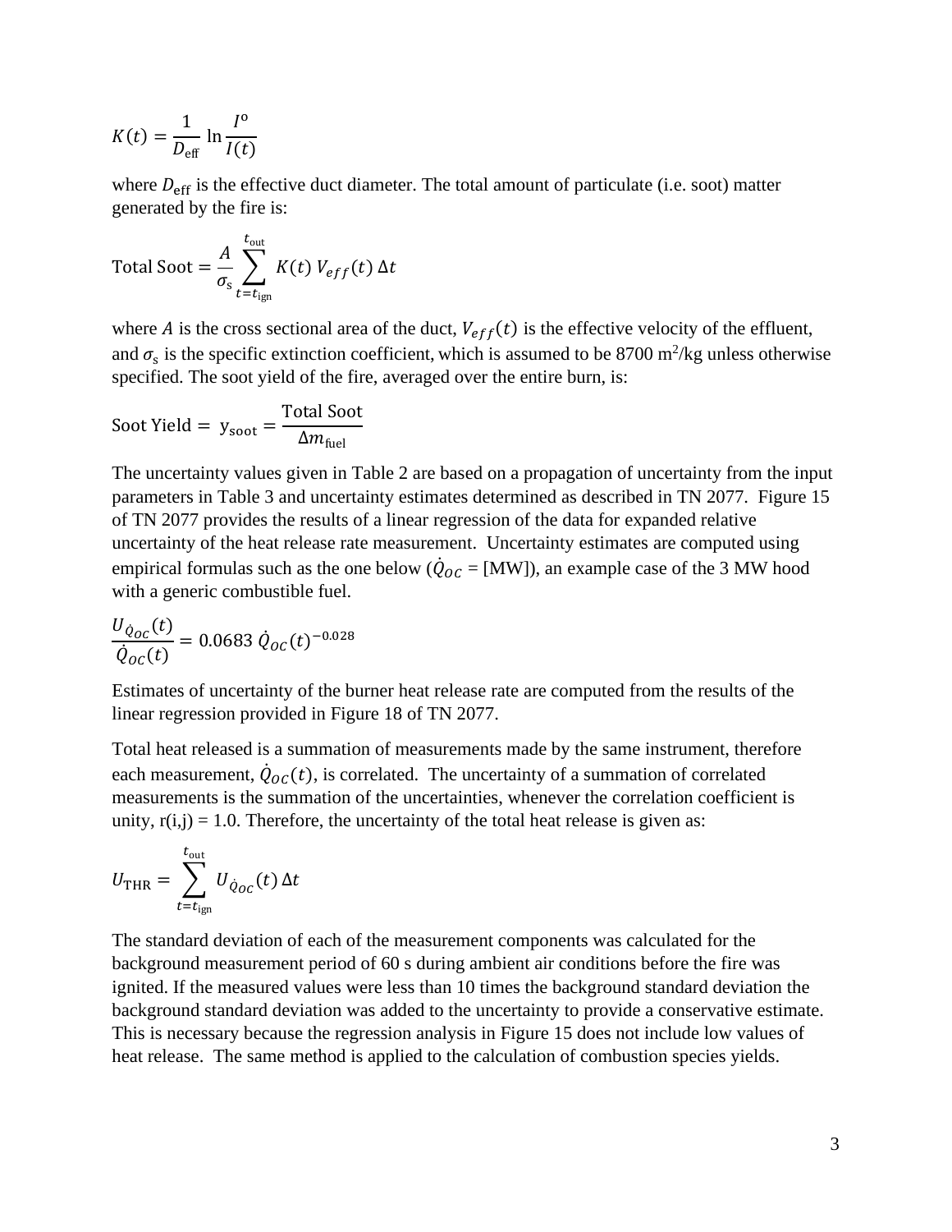$$K(t) = \frac{1}{D_{\text{eff}}} \ln \frac{I^{\text{o}}}{I(t)}$$

where $D_{\text{eff}}$ is the effective duct diameter. The total amount of particulate (i.e. soot) matter generated by the fire is:

$$\text{Total Soot} = \frac{A}{\sigma_{\text{s}}} \sum_{t=t_{\text{ign}}}^{t_{\text{out}}} K(t)\, V_{eff}(t)\, \Delta t$$

where $A$ is the cross sectional area of the duct, $V_{eff}(t)$ is the effective velocity of the effluent, and $\sigma_{\text{s}}$ is the specific extinction coefficient, which is assumed to be 8700 $\text{m}^2$/kg unless otherwise specified. The soot yield of the fire, averaged over the entire burn, is:

$$\text{Soot Yield} = \text{y}_{\text{soot}} = \frac{\text{Total Soot}}{\Delta m_{\text{fuel}}}$$

The uncertainty values given in Table 2 are based on a propagation of uncertainty from the input parameters in Table 3 and uncertainty estimates determined as described in TN 2077. Figure 15 of TN 2077 provides the results of a linear regression of the data for expanded relative uncertainty of the heat release rate measurement. Uncertainty estimates are computed using empirical formulas such as the one below ($\dot{Q}_{OC}$ = [MW]), an example case of the 3 MW hood with a generic combustible fuel.

$$\frac{U_{\dot{Q}_{OC}}(t)}{\dot{Q}_{OC}(t)} = 0.0683\ \dot{Q}_{OC}(t)^{-0.028}$$

Estimates of uncertainty of the burner heat release rate are computed from the results of the linear regression provided in Figure 18 of TN 2077.

Total heat released is a summation of measurements made by the same instrument, therefore each measurement, $\dot{Q}_{OC}(t)$, is correlated. The uncertainty of a summation of correlated measurements is the summation of the uncertainties, whenever the correlation coefficient is unity, r(i,j) = 1.0. Therefore, the uncertainty of the total heat release is given as:

$$U_{\text{THR}} = \sum_{t=t_{\text{ign}}}^{t_{\text{out}}} U_{\dot{Q}_{OC}}(t)\, \Delta t$$

The standard deviation of each of the measurement components was calculated for the background measurement period of 60 s during ambient air conditions before the fire was ignited. If the measured values were less than 10 times the background standard deviation the background standard deviation was added to the uncertainty to provide a conservative estimate. This is necessary because the regression analysis in Figure 15 does not include low values of heat release. The same method is applied to the calculation of combustion species yields.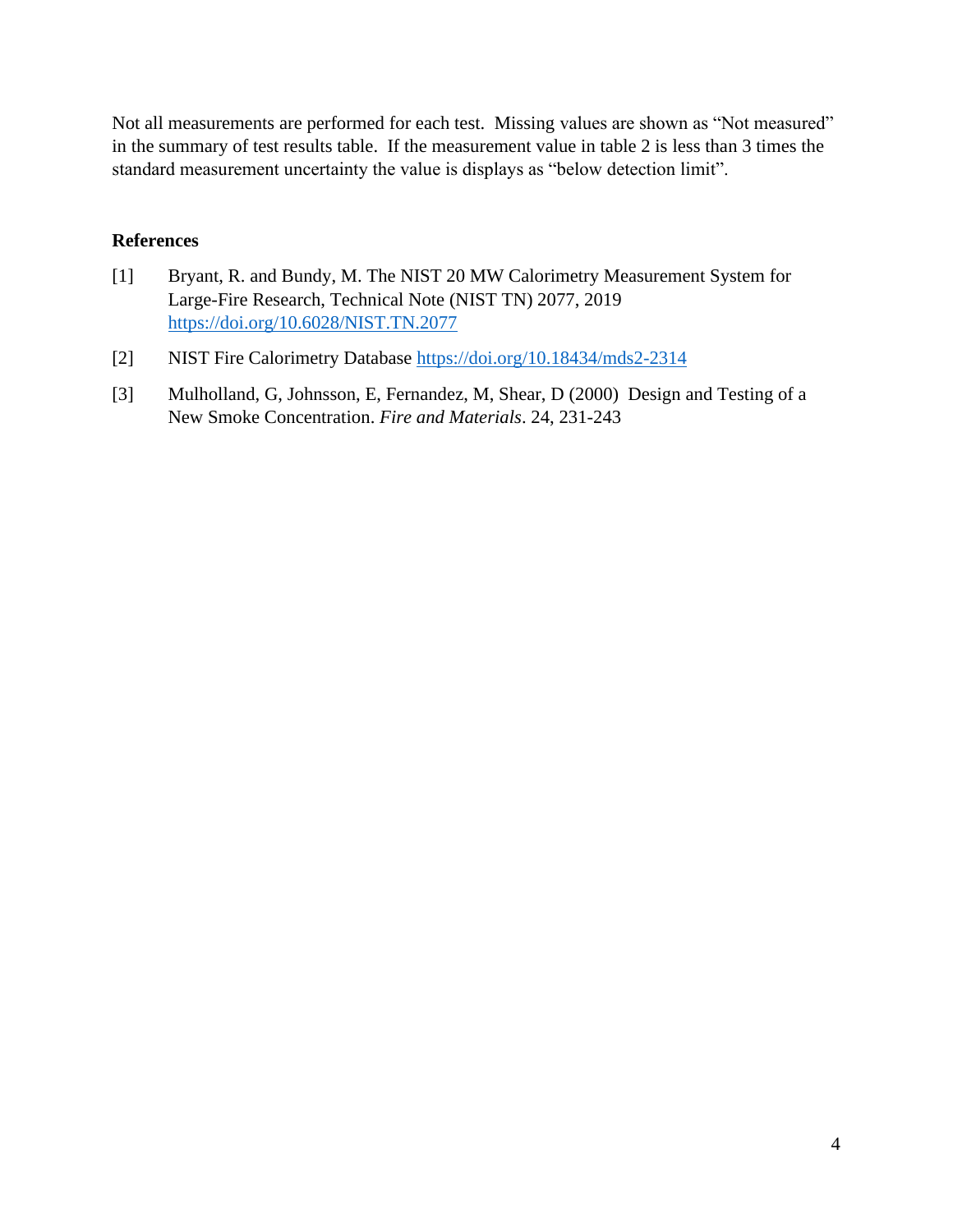Not all measurements are performed for each test. Missing values are shown as "Not measured" in the summary of test results table. If the measurement value in table 2 is less than 3 times the standard measurement uncertainty the value is displays as "below detection limit".

## References

[1] Bryant, R. and Bundy, M. The NIST 20 MW Calorimetry Measurement System for Large-Fire Research, Technical Note (NIST TN) 2077, 2019 https://doi.org/10.6028/NIST.TN.2077

[2] NIST Fire Calorimetry Database https://doi.org/10.18434/mds2-2314

[3] Mulholland, G, Johnsson, E, Fernandez, M, Shear, D (2000) Design and Testing of a New Smoke Concentration. *Fire and Materials*. 24, 231-243